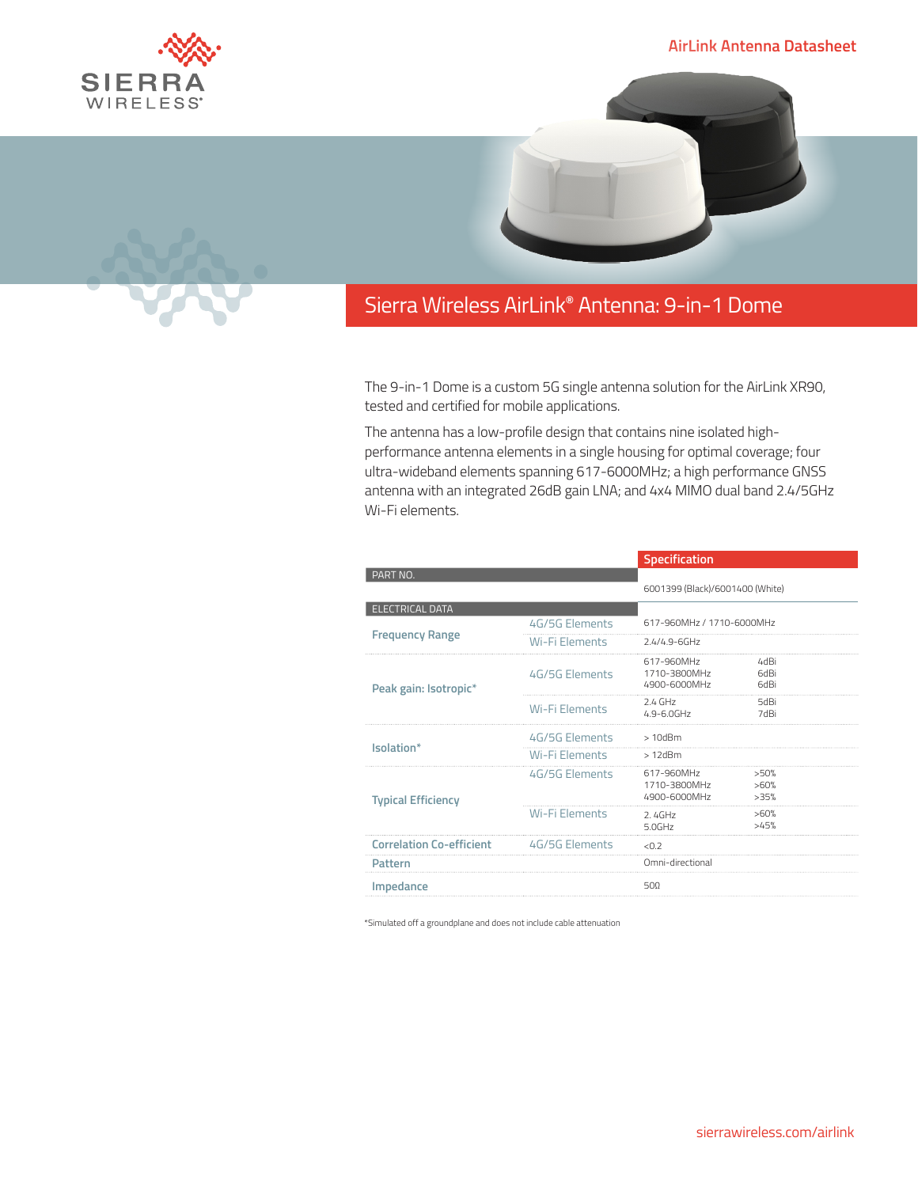AirLink Antenna Datasheet

# Sierra Wireless AirLink® Antenna: 9-in-1 Dome

The 9-in-1 Dome is a custom 5G single antenna solution for the AirLink XR90, tested and certified for mobile applications.

The antenna has a low-profile design that contains nine isolated high-performance antenna elements in a single housing for optimal coverage; four ultra-wideband elements spanning 617-6000MHz; a high performance GNSS antenna with an integrated 26dB gain LNA; and 4x4 MIMO dual band 2.4/5GHz Wi-Fi elements.

| | | Specification | |
|---|---|---|---|
| **PART NO.** | | 6001399 (Black)/6001400 (White) | |
| **ELECTRICAL DATA** | | | |
| Frequency Range | 4G/5G Elements | 617-960MHz / 1710-6000MHz | |
| | Wi-Fi Elements | 2.4/4.9-6GHz | |
| Peak gain: Isotropic* | 4G/5G Elements | 617-960MHz<br>1710-3800MHz<br>4900-6000MHz | 4dBi<br>6dBi<br>6dBi |
| | Wi-Fi Elements | 2.4 GHz<br>4.9-6.0GHz | 5dBi<br>7dBi |
| Isolation* | 4G/5G Elements | > 10dBm | |
| | Wi-Fi Elements | > 12dBm | |
| Typical Efficiency | 4G/5G Elements | 617-960MHz<br>1710-3800MHz<br>4900-6000MHz | >50%<br>>60%<br>>35% |
| | Wi-Fi Elements | 2. 4GHz<br>5.0GHz | >60%<br>>45% |
| Correlation Co-efficient | 4G/5G Elements | <0.2 | |
| Pattern | | Omni-directional | |
| Impedance | | 50Ω | |

*Simulated off a groundplane and does not include cable attenuation

sierrawireless.com/airlink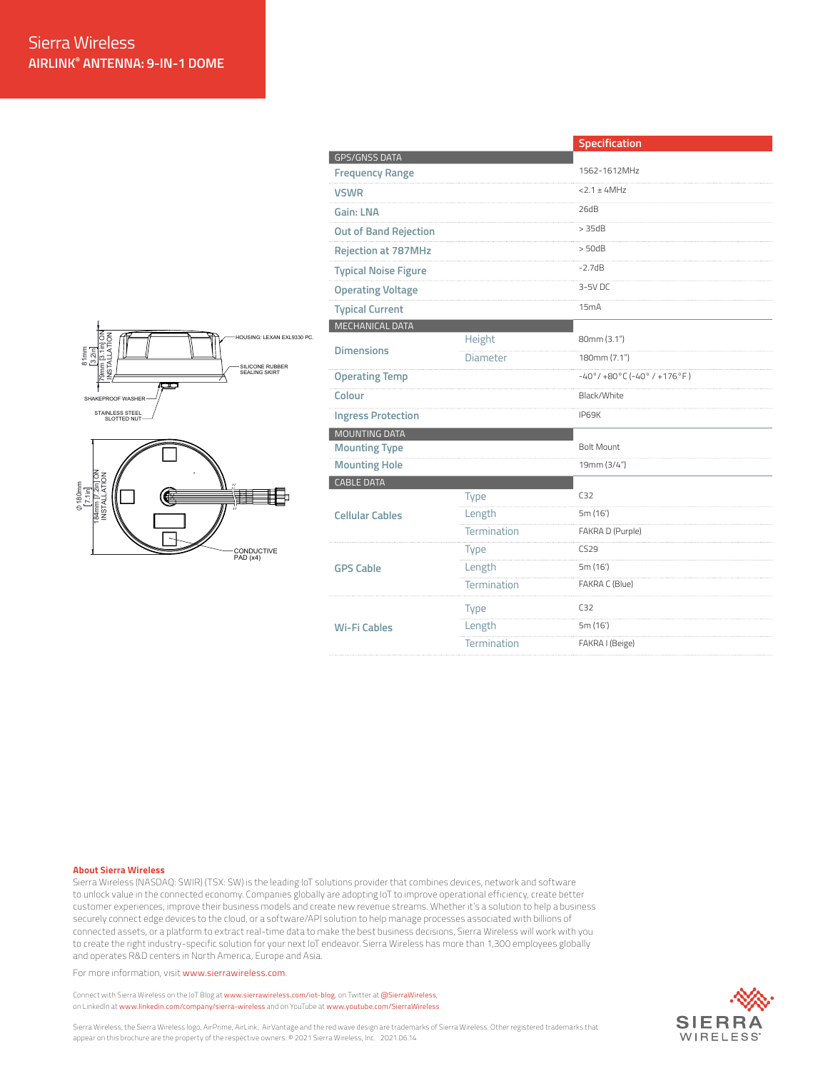# Sierra Wireless

## AIRLINK® ANTENNA: 9-IN-1 DOME

HOUSING: LEXAN EXL9330 PC.

SILICONE RUBBER SEALING SKIRT

SHAKEPROOF WASHER

STAINLESS STEEL SLOTTED NUT

81mm [3.2in]

79mm [3.1in] ON INSTALLATION

Ø 180mm [7.1in]

184mm [7.2in] ON INSTALLATION

CONDUCTIVE PAD (x4)

| | | Specification |
|---|---|---|
| **GPS/GNSS DATA** | | |
| Frequency Range | | 1562-1612MHz |
| VSWR | | <2.1 ± 4MHz |
| Gain: LNA | | 26dB |
| Out of Band Rejection | | > 35dB |
| Rejection at 787MHz | | > 50dB |
| Typical Noise Figure | | -2.7dB |
| Operating Voltage | | 3-5V DC |
| Typical Current | | 15mA |
| **MECHANICAL DATA** | | |
| Dimensions | Height | 80mm (3.1") |
| | Diameter | 180mm (7.1") |
| Operating Temp | | -40° / +80°C (-40° / +176°F) |
| Colour | | Black/White |
| Ingress Protection | | IP69K |
| **MOUNTING DATA** | | |
| Mounting Type | | Bolt Mount |
| Mounting Hole | | 19mm (3/4") |
| **CABLE DATA** | | |
| Cellular Cables | Type | C32 |
| | Length | 5m (16') |
| | Termination | FAKRA D (Purple) |
| GPS Cable | Type | CS29 |
| | Length | 5m (16') |
| | Termination | FAKRA C (Blue) |
| Wi-Fi Cables | Type | C32 |
| | Length | 5m (16') |
| | Termination | FAKRA I (Beige) |

**About Sierra Wireless**

Sierra Wireless (NASDAQ: SWIR) (TSX: SW) is the leading IoT solutions provider that combines devices, network and software to unlock value in the connected economy. Companies globally are adopting IoT to improve operational efficiency, create better customer experiences, improve their business models and create new revenue streams. Whether it's a solution to help a business securely connect edge devices to the cloud, or a software/API solution to help manage processes associated with billions of connected assets, or a platform to extract real-time data to make the best business decisions, Sierra Wireless will work with you to create the right industry-specific solution for your next IoT endeavor. Sierra Wireless has more than 1,300 employees globally and operates R&D centers in North America, Europe and Asia.

For more information, visit www.sierrawireless.com.

Connect with Sierra Wireless on the IoT Blog at www.sierrawireless.com/iot-blog, on Twitter at @SierraWireless, on LinkedIn at www.linkedin.com/company/sierra-wireless and on YouTube at www.youtube.com/SierraWireless

Sierra Wireless, the Sierra Wireless logo, AirPrime, AirLink, AirVantage and the red wave design are trademarks of Sierra Wireless. Other registered trademarks that appear on this brochure are the property of the respective owners. © 2021 Sierra Wireless, Inc. 2021.06.14

SIERRA WIRELESS